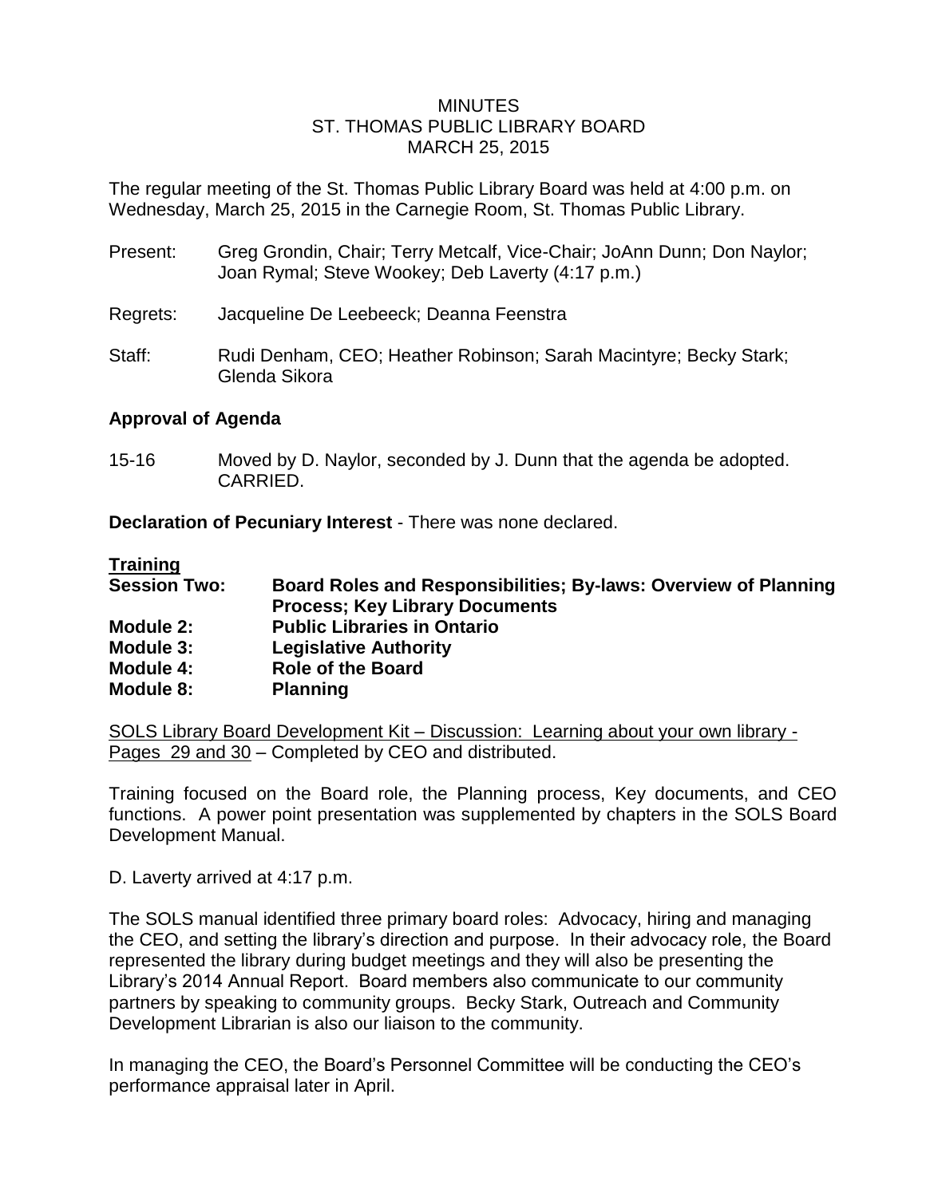# MINUTES
## ST. THOMAS PUBLIC LIBRARY BOARD
## MARCH 25, 2015

The regular meeting of the St. Thomas Public Library Board was held at 4:00 p.m. on Wednesday, March 25, 2015 in the Carnegie Room, St. Thomas Public Library.

Present: Greg Grondin, Chair; Terry Metcalf, Vice-Chair; JoAnn Dunn; Don Naylor; Joan Rymal; Steve Wookey; Deb Laverty (4:17 p.m.)

Regrets: Jacqueline De Leebeeck; Deanna Feenstra

Staff: Rudi Denham, CEO; Heather Robinson; Sarah Macintyre; Becky Stark; Glenda Sikora

**Approval of Agenda**

15-16 Moved by D. Naylor, seconded by J. Dunn that the agenda be adopted. CARRIED.

**Declaration of Pecuniary Interest** - There was none declared.

**Training**

**Session Two: Board Roles and Responsibilities; By-laws: Overview of Planning Process; Key Library Documents**
**Module 2: Public Libraries in Ontario**
**Module 3: Legislative Authority**
**Module 4: Role of the Board**
**Module 8: Planning**

SOLS Library Board Development Kit – Discussion: Learning about your own library - Pages 29 and 30 – Completed by CEO and distributed.

Training focused on the Board role, the Planning process, Key documents, and CEO functions. A power point presentation was supplemented by chapters in the SOLS Board Development Manual.

D. Laverty arrived at 4:17 p.m.

The SOLS manual identified three primary board roles: Advocacy, hiring and managing the CEO, and setting the library's direction and purpose. In their advocacy role, the Board represented the library during budget meetings and they will also be presenting the Library's 2014 Annual Report. Board members also communicate to our community partners by speaking to community groups. Becky Stark, Outreach and Community Development Librarian is also our liaison to the community.

In managing the CEO, the Board's Personnel Committee will be conducting the CEO's performance appraisal later in April.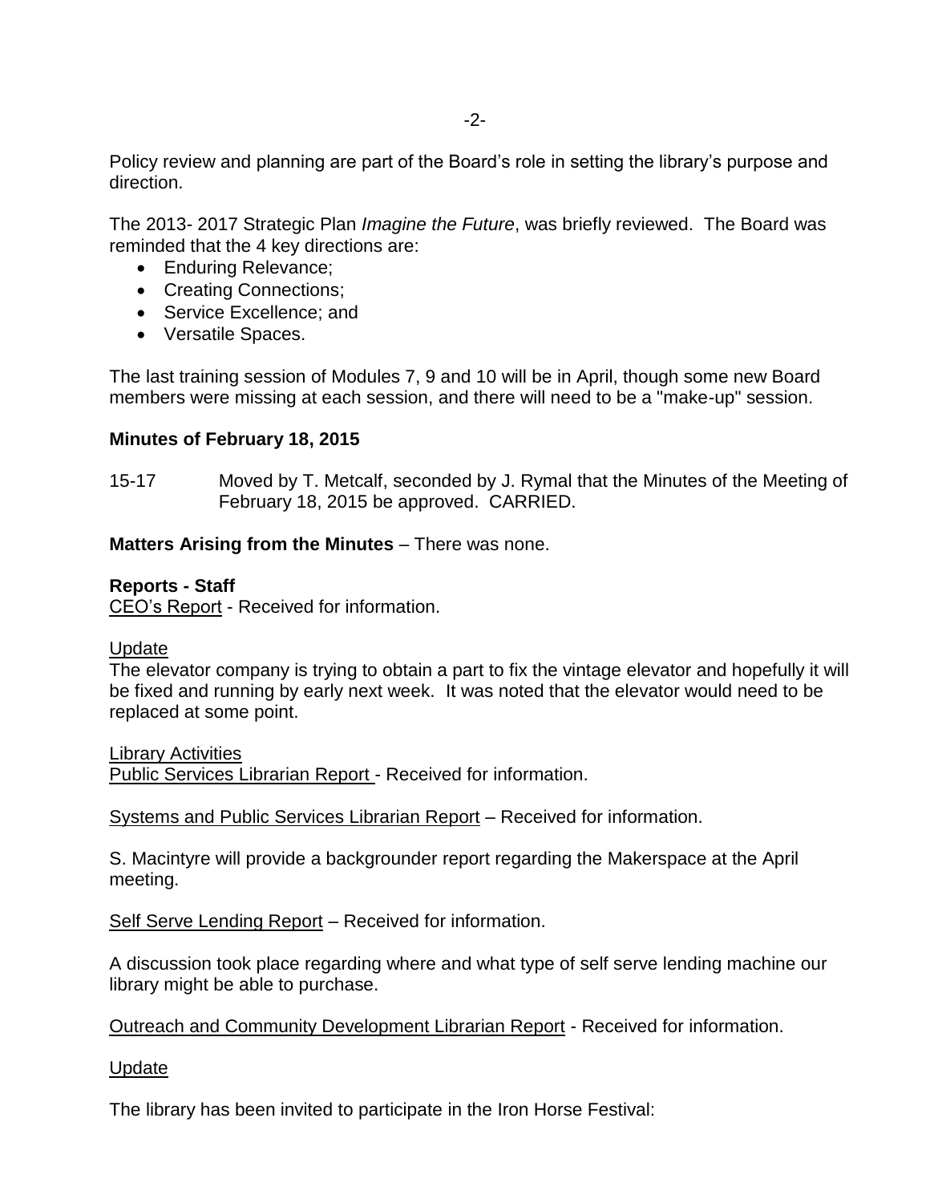Policy review and planning are part of the Board's role in setting the library's purpose and direction.

The 2013- 2017 Strategic Plan *Imagine the Future*, was briefly reviewed. The Board was reminded that the 4 key directions are:

- Enduring Relevance;
- Creating Connections;
- Service Excellence; and
- Versatile Spaces.

The last training session of Modules 7, 9 and 10 will be in April, though some new Board members were missing at each session, and there will need to be a "make-up" session.

**Minutes of February 18, 2015**

15-17 Moved by T. Metcalf, seconded by J. Rymal that the Minutes of the Meeting of February 18, 2015 be approved. CARRIED.

**Matters Arising from the Minutes** – There was none.

**Reports - Staff**

CEO's Report - Received for information.

Update

The elevator company is trying to obtain a part to fix the vintage elevator and hopefully it will be fixed and running by early next week. It was noted that the elevator would need to be replaced at some point.

Library Activities

Public Services Librarian Report - Received for information.

Systems and Public Services Librarian Report – Received for information.

S. Macintyre will provide a backgrounder report regarding the Makerspace at the April meeting.

Self Serve Lending Report – Received for information.

A discussion took place regarding where and what type of self serve lending machine our library might be able to purchase.

Outreach and Community Development Librarian Report - Received for information.

Update

The library has been invited to participate in the Iron Horse Festival: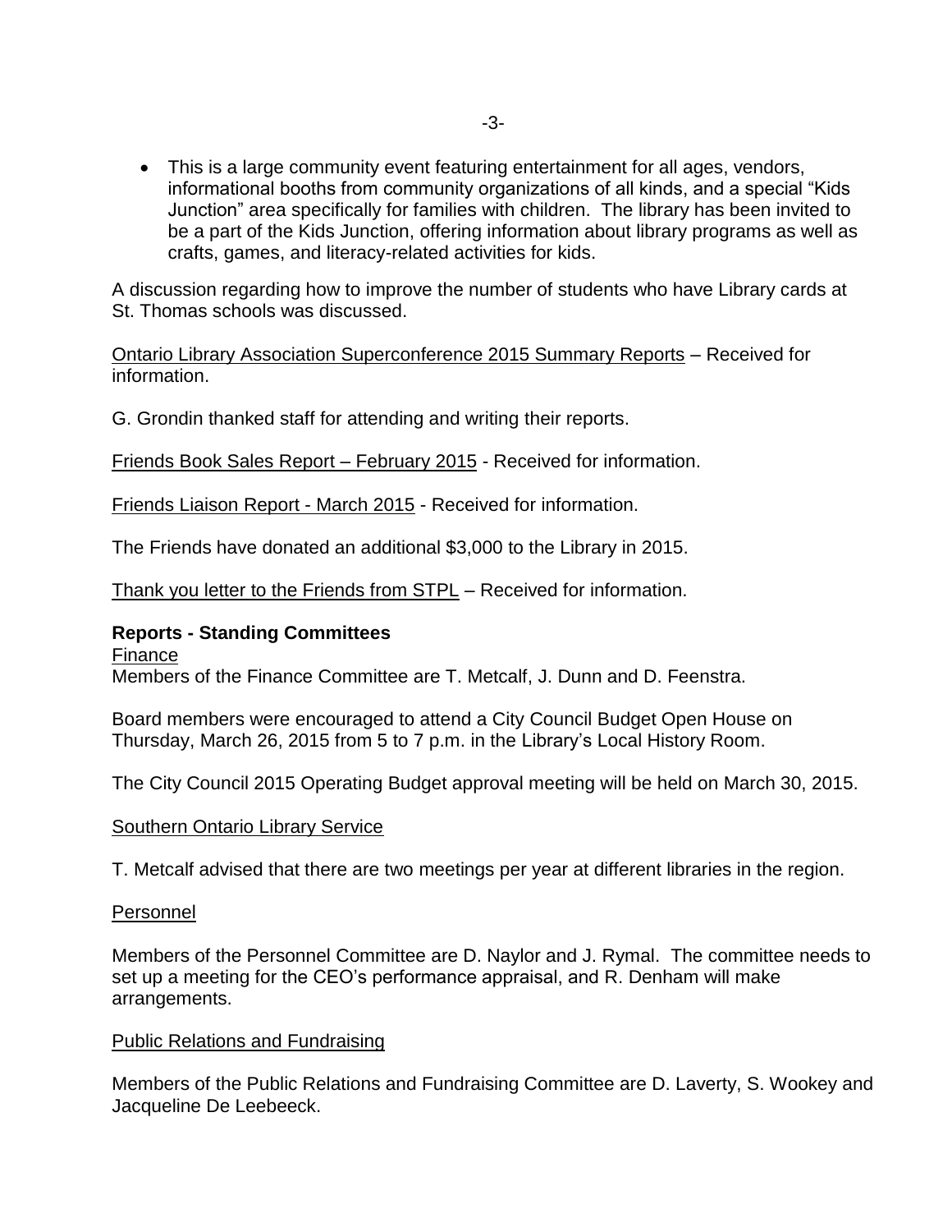- This is a large community event featuring entertainment for all ages, vendors, informational booths from community organizations of all kinds, and a special "Kids Junction" area specifically for families with children. The library has been invited to be a part of the Kids Junction, offering information about library programs as well as crafts, games, and literacy-related activities for kids.

A discussion regarding how to improve the number of students who have Library cards at St. Thomas schools was discussed.

Ontario Library Association Superconference 2015 Summary Reports – Received for information.

G. Grondin thanked staff for attending and writing their reports.

Friends Book Sales Report – February 2015 - Received for information.

Friends Liaison Report - March 2015 - Received for information.

The Friends have donated an additional $3,000 to the Library in 2015.

Thank you letter to the Friends from STPL – Received for information.

**Reports - Standing Committees**

Finance

Members of the Finance Committee are T. Metcalf, J. Dunn and D. Feenstra.

Board members were encouraged to attend a City Council Budget Open House on Thursday, March 26, 2015 from 5 to 7 p.m. in the Library's Local History Room.

The City Council 2015 Operating Budget approval meeting will be held on March 30, 2015.

Southern Ontario Library Service

T. Metcalf advised that there are two meetings per year at different libraries in the region.

Personnel

Members of the Personnel Committee are D. Naylor and J. Rymal. The committee needs to set up a meeting for the CEO's performance appraisal, and R. Denham will make arrangements.

Public Relations and Fundraising

Members of the Public Relations and Fundraising Committee are D. Laverty, S. Wookey and Jacqueline De Leebeeck.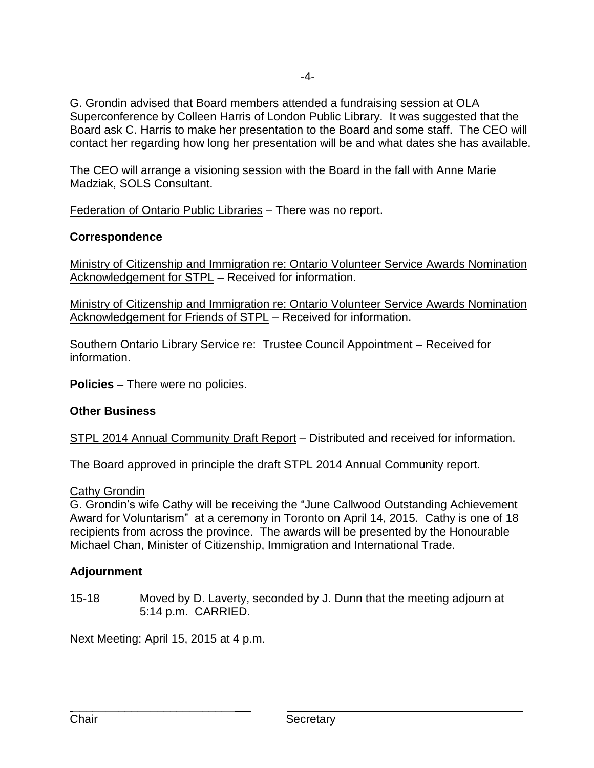G. Grondin advised that Board members attended a fundraising session at OLA Superconference by Colleen Harris of London Public Library. It was suggested that the Board ask C. Harris to make her presentation to the Board and some staff. The CEO will contact her regarding how long her presentation will be and what dates she has available.

The CEO will arrange a visioning session with the Board in the fall with Anne Marie Madziak, SOLS Consultant.

<u>Federation of Ontario Public Libraries</u> – There was no report.

**Correspondence**

<u>Ministry of Citizenship and Immigration re: Ontario Volunteer Service Awards Nomination Acknowledgement for STPL</u> – Received for information.

<u>Ministry of Citizenship and Immigration re: Ontario Volunteer Service Awards Nomination Acknowledgement for Friends of STPL</u> – Received for information.

<u>Southern Ontario Library Service re: Trustee Council Appointment</u> – Received for information.

**Policies** – There were no policies.

**Other Business**

<u>STPL 2014 Annual Community Draft Report</u> – Distributed and received for information.

The Board approved in principle the draft STPL 2014 Annual Community report.

<u>Cathy Grondin</u>
G. Grondin's wife Cathy will be receiving the "June Callwood Outstanding Achievement Award for Voluntarism" at a ceremony in Toronto on April 14, 2015. Cathy is one of 18 recipients from across the province. The awards will be presented by the Honourable Michael Chan, Minister of Citizenship, Immigration and International Trade.

**Adjournment**

15-18 Moved by D. Laverty, seconded by J. Dunn that the meeting adjourn at 5:14 p.m. CARRIED.

Next Meeting: April 15, 2015 at 4 p.m.

\_\_\_\_\_\_\_\_\_\_\_\_\_\_\_\_\_\_\_\_\_\_\_\_\_\_ \_\_\_\_\_\_\_\_\_\_\_\_\_\_\_\_\_\_\_\_\_\_\_\_\_\_
Chair Secretary